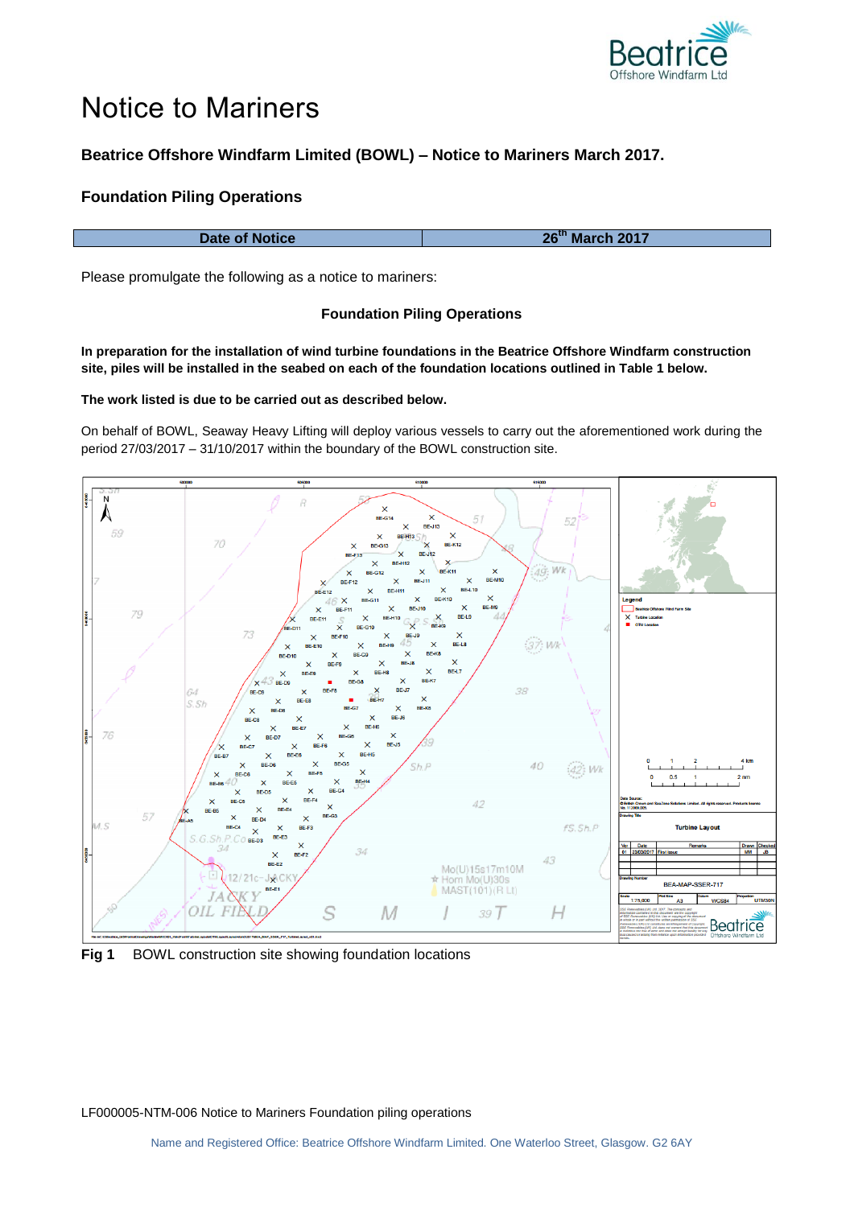# Notice to Mariners

**Beatrice Offshore Windfarm Limited (BOWL) – Notice to Mariners March 2017.**

**Foundation Piling Operations**

| Date of Notice | 26th March 2017 |
|---|---|

Please promulgate the following as a notice to mariners:

**Foundation Piling Operations**

**In preparation for the installation of wind turbine foundations in the Beatrice Offshore Windfarm construction site, piles will be installed in the seabed on each of the foundation locations outlined in Table 1 below.**

**The work listed is due to be carried out as described below.**

On behalf of BOWL, Seaway Heavy Lifting will deploy various vessels to carry out the aforementioned work during the period 27/03/2017 – 31/10/2017 within the boundary of the BOWL construction site.

**Fig 1** BOWL construction site showing foundation locations

LF000005-NTM-006 Notice to Mariners Foundation piling operations

Name and Registered Office: Beatrice Offshore Windfarm Limited. One Waterloo Street, Glasgow. G2 6AY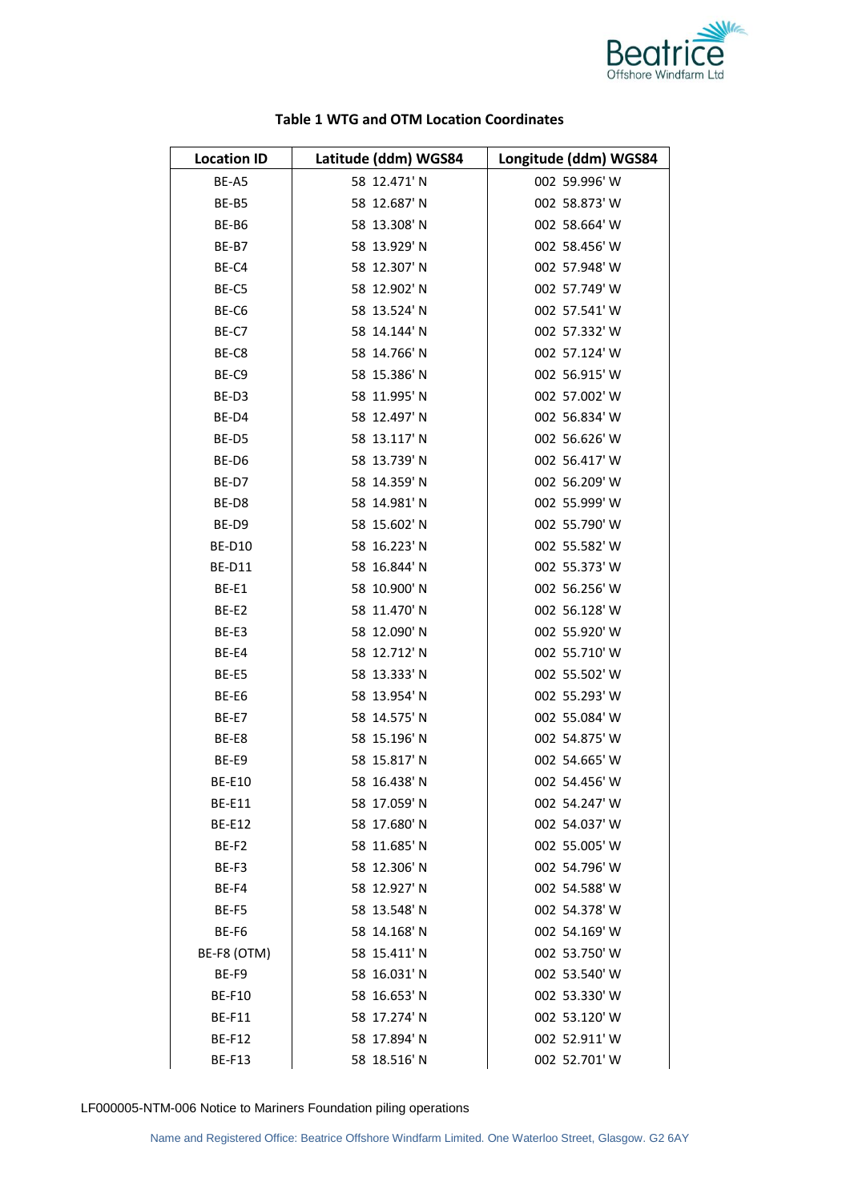**Table 1 WTG and OTM Location Coordinates**

| Location ID | Latitude (ddm) WGS84 | Longitude (ddm) WGS84 |
|---|---|---|
| BE-A5 | 58 12.471' N | 002 59.996' W |
| BE-B5 | 58 12.687' N | 002 58.873' W |
| BE-B6 | 58 13.308' N | 002 58.664' W |
| BE-B7 | 58 13.929' N | 002 58.456' W |
| BE-C4 | 58 12.307' N | 002 57.948' W |
| BE-C5 | 58 12.902' N | 002 57.749' W |
| BE-C6 | 58 13.524' N | 002 57.541' W |
| BE-C7 | 58 14.144' N | 002 57.332' W |
| BE-C8 | 58 14.766' N | 002 57.124' W |
| BE-C9 | 58 15.386' N | 002 56.915' W |
| BE-D3 | 58 11.995' N | 002 57.002' W |
| BE-D4 | 58 12.497' N | 002 56.834' W |
| BE-D5 | 58 13.117' N | 002 56.626' W |
| BE-D6 | 58 13.739' N | 002 56.417' W |
| BE-D7 | 58 14.359' N | 002 56.209' W |
| BE-D8 | 58 14.981' N | 002 55.999' W |
| BE-D9 | 58 15.602' N | 002 55.790' W |
| BE-D10 | 58 16.223' N | 002 55.582' W |
| BE-D11 | 58 16.844' N | 002 55.373' W |
| BE-E1 | 58 10.900' N | 002 56.256' W |
| BE-E2 | 58 11.470' N | 002 56.128' W |
| BE-E3 | 58 12.090' N | 002 55.920' W |
| BE-E4 | 58 12.712' N | 002 55.710' W |
| BE-E5 | 58 13.333' N | 002 55.502' W |
| BE-E6 | 58 13.954' N | 002 55.293' W |
| BE-E7 | 58 14.575' N | 002 55.084' W |
| BE-E8 | 58 15.196' N | 002 54.875' W |
| BE-E9 | 58 15.817' N | 002 54.665' W |
| BE-E10 | 58 16.438' N | 002 54.456' W |
| BE-E11 | 58 17.059' N | 002 54.247' W |
| BE-E12 | 58 17.680' N | 002 54.037' W |
| BE-F2 | 58 11.685' N | 002 55.005' W |
| BE-F3 | 58 12.306' N | 002 54.796' W |
| BE-F4 | 58 12.927' N | 002 54.588' W |
| BE-F5 | 58 13.548' N | 002 54.378' W |
| BE-F6 | 58 14.168' N | 002 54.169' W |
| BE-F8 (OTM) | 58 15.411' N | 002 53.750' W |
| BE-F9 | 58 16.031' N | 002 53.540' W |
| BE-F10 | 58 16.653' N | 002 53.330' W |
| BE-F11 | 58 17.274' N | 002 53.120' W |
| BE-F12 | 58 17.894' N | 002 52.911' W |
| BE-F13 | 58 18.516' N | 002 52.701' W |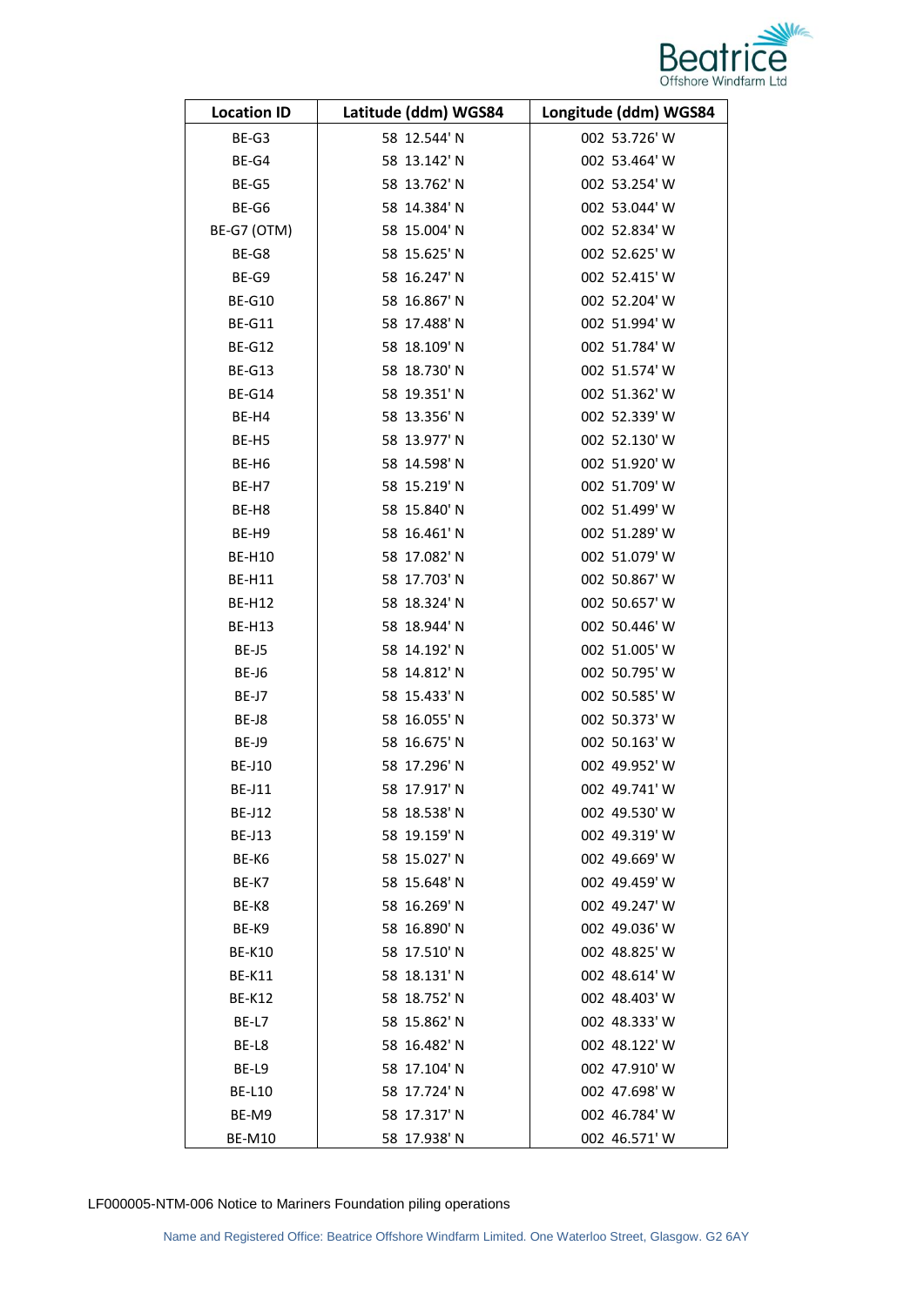| Location ID | Latitude (ddm) WGS84 | Longitude (ddm) WGS84 |
|---|---|---|
| BE-G3 | 58 12.544' N | 002 53.726' W |
| BE-G4 | 58 13.142' N | 002 53.464' W |
| BE-G5 | 58 13.762' N | 002 53.254' W |
| BE-G6 | 58 14.384' N | 002 53.044' W |
| BE-G7 (OTM) | 58 15.004' N | 002 52.834' W |
| BE-G8 | 58 15.625' N | 002 52.625' W |
| BE-G9 | 58 16.247' N | 002 52.415' W |
| BE-G10 | 58 16.867' N | 002 52.204' W |
| BE-G11 | 58 17.488' N | 002 51.994' W |
| BE-G12 | 58 18.109' N | 002 51.784' W |
| BE-G13 | 58 18.730' N | 002 51.574' W |
| BE-G14 | 58 19.351' N | 002 51.362' W |
| BE-H4 | 58 13.356' N | 002 52.339' W |
| BE-H5 | 58 13.977' N | 002 52.130' W |
| BE-H6 | 58 14.598' N | 002 51.920' W |
| BE-H7 | 58 15.219' N | 002 51.709' W |
| BE-H8 | 58 15.840' N | 002 51.499' W |
| BE-H9 | 58 16.461' N | 002 51.289' W |
| BE-H10 | 58 17.082' N | 002 51.079' W |
| BE-H11 | 58 17.703' N | 002 50.867' W |
| BE-H12 | 58 18.324' N | 002 50.657' W |
| BE-H13 | 58 18.944' N | 002 50.446' W |
| BE-J5 | 58 14.192' N | 002 51.005' W |
| BE-J6 | 58 14.812' N | 002 50.795' W |
| BE-J7 | 58 15.433' N | 002 50.585' W |
| BE-J8 | 58 16.055' N | 002 50.373' W |
| BE-J9 | 58 16.675' N | 002 50.163' W |
| BE-J10 | 58 17.296' N | 002 49.952' W |
| BE-J11 | 58 17.917' N | 002 49.741' W |
| BE-J12 | 58 18.538' N | 002 49.530' W |
| BE-J13 | 58 19.159' N | 002 49.319' W |
| BE-K6 | 58 15.027' N | 002 49.669' W |
| BE-K7 | 58 15.648' N | 002 49.459' W |
| BE-K8 | 58 16.269' N | 002 49.247' W |
| BE-K9 | 58 16.890' N | 002 49.036' W |
| BE-K10 | 58 17.510' N | 002 48.825' W |
| BE-K11 | 58 18.131' N | 002 48.614' W |
| BE-K12 | 58 18.752' N | 002 48.403' W |
| BE-L7 | 58 15.862' N | 002 48.333' W |
| BE-L8 | 58 16.482' N | 002 48.122' W |
| BE-L9 | 58 17.104' N | 002 47.910' W |
| BE-L10 | 58 17.724' N | 002 47.698' W |
| BE-M9 | 58 17.317' N | 002 46.784' W |
| BE-M10 | 58 17.938' N | 002 46.571' W |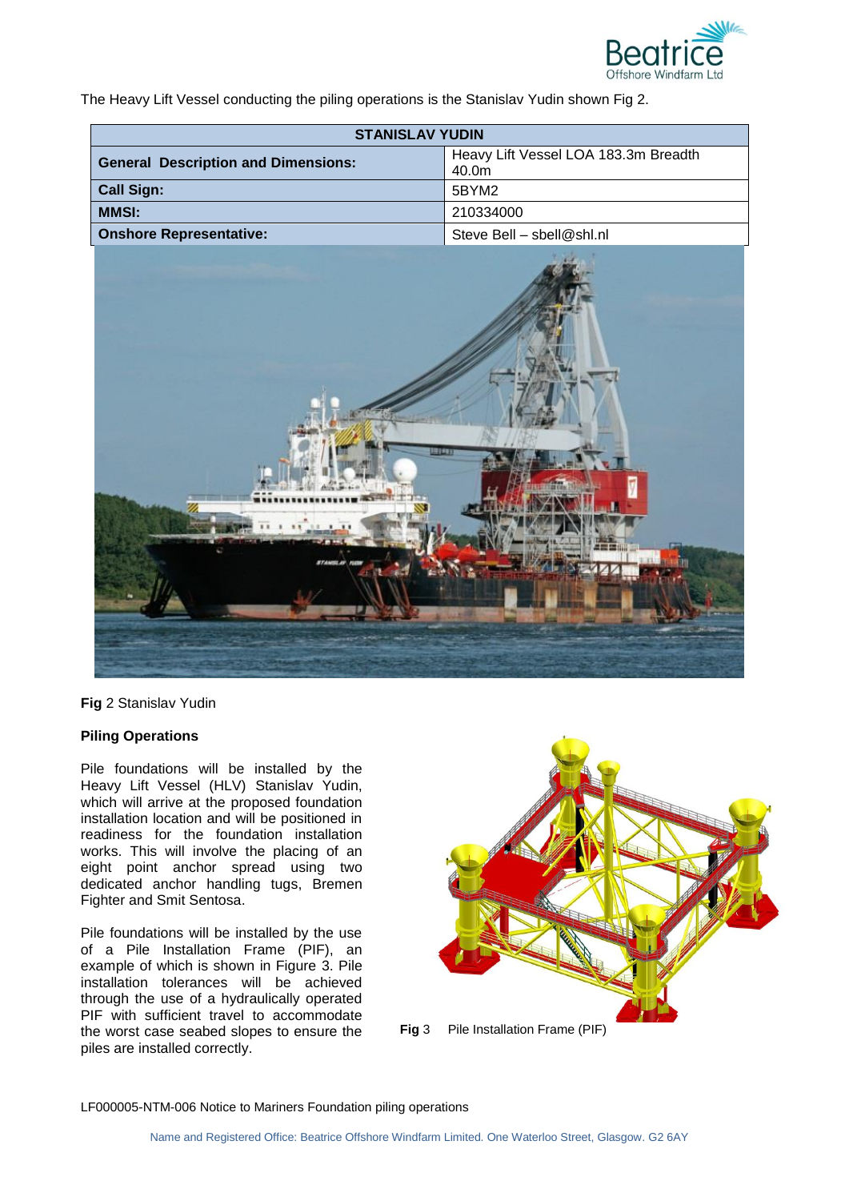The Heavy Lift Vessel conducting the piling operations is the Stanislav Yudin shown Fig 2.

| STANISLAV YUDIN | |
|---|---|
| **General Description and Dimensions:** | Heavy Lift Vessel LOA 183.3m Breadth 40.0m |
| **Call Sign:** | 5BYM2 |
| **MMSI:** | 210334000 |
| **Onshore Representative:** | Steve Bell – sbell@shl.nl |

**Fig** 2 Stanislav Yudin

**Piling Operations**

Pile foundations will be installed by the Heavy Lift Vessel (HLV) Stanislav Yudin, which will arrive at the proposed foundation installation location and will be positioned in readiness for the foundation installation works. This will involve the placing of an eight point anchor spread using two dedicated anchor handling tugs, Bremen Fighter and Smit Sentosa.

Pile foundations will be installed by the use of a Pile Installation Frame (PIF), an example of which is shown in Figure 3. Pile installation tolerances will be achieved through the use of a hydraulically operated PIF with sufficient travel to accommodate the worst case seabed slopes to ensure the piles are installed correctly.

**Fig** 3 Pile Installation Frame (PIF)

LF000005-NTM-006 Notice to Mariners Foundation piling operations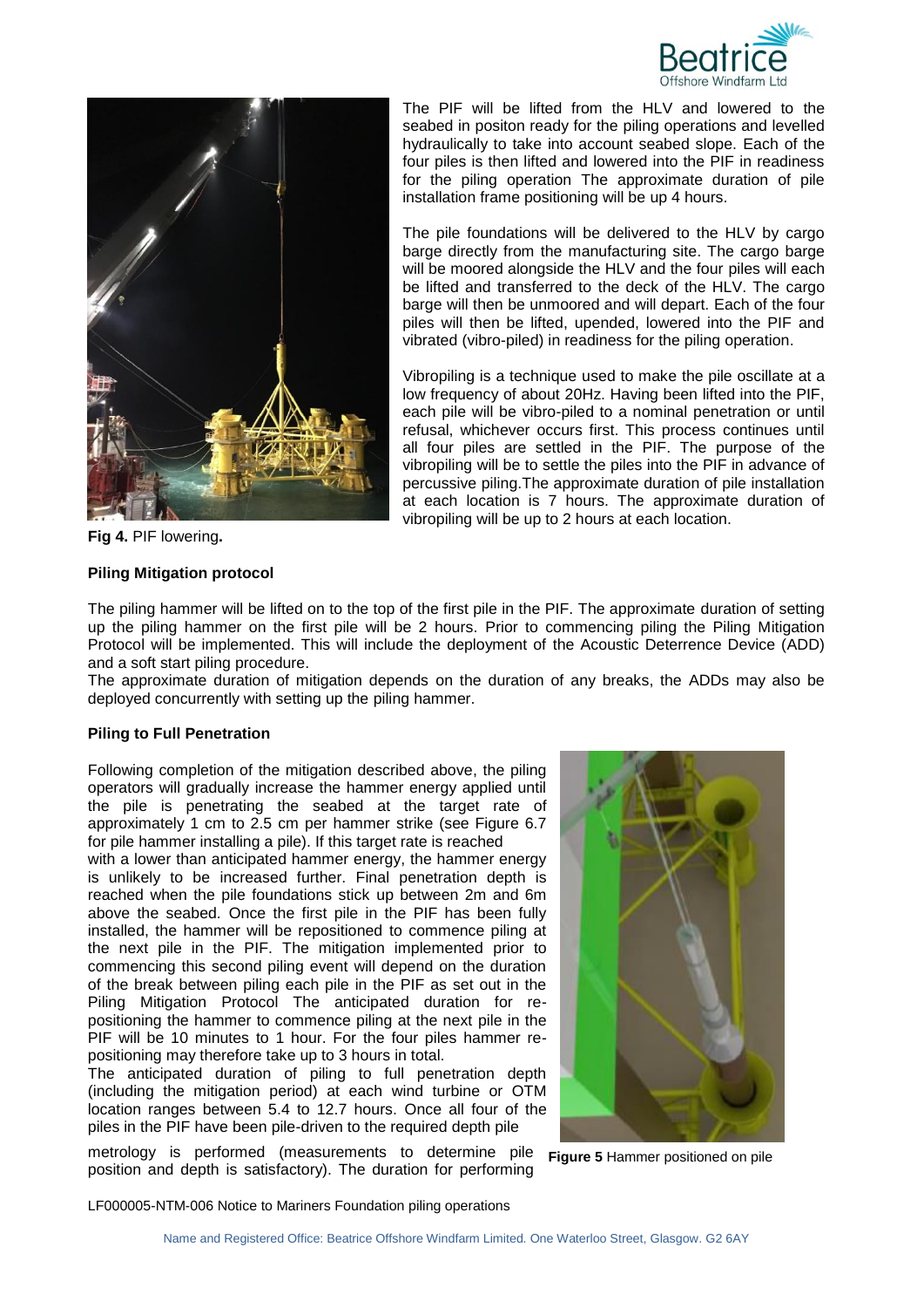The PIF will be lifted from the HLV and lowered to the seabed in positon ready for the piling operations and levelled hydraulically to take into account seabed slope. Each of the four piles is then lifted and lowered into the PIF in readiness for the piling operation The approximate duration of pile installation frame positioning will be up 4 hours.

The pile foundations will be delivered to the HLV by cargo barge directly from the manufacturing site. The cargo barge will be moored alongside the HLV and the four piles will each be lifted and transferred to the deck of the HLV. The cargo barge will then be unmoored and will depart. Each of the four piles will then be lifted, upended, lowered into the PIF and vibrated (vibro-piled) in readiness for the piling operation.

Vibropiling is a technique used to make the pile oscillate at a low frequency of about 20Hz. Having been lifted into the PIF, each pile will be vibro-piled to a nominal penetration or until refusal, whichever occurs first. This process continues until all four piles are settled in the PIF. The purpose of the vibropiling will be to settle the piles into the PIF in advance of percussive piling.The approximate duration of pile installation at each location is 7 hours. The approximate duration of vibropiling will be up to 2 hours at each location.

**Fig 4.** PIF lowering**.**

**Piling Mitigation protocol**

The piling hammer will be lifted on to the top of the first pile in the PIF. The approximate duration of setting up the piling hammer on the first pile will be 2 hours. Prior to commencing piling the Piling Mitigation Protocol will be implemented. This will include the deployment of the Acoustic Deterrence Device (ADD) and a soft start piling procedure.

The approximate duration of mitigation depends on the duration of any breaks, the ADDs may also be deployed concurrently with setting up the piling hammer.

**Piling to Full Penetration**

Following completion of the mitigation described above, the piling operators will gradually increase the hammer energy applied until the pile is penetrating the seabed at the target rate of approximately 1 cm to 2.5 cm per hammer strike (see Figure 6.7 for pile hammer installing a pile). If this target rate is reached with a lower than anticipated hammer energy, the hammer energy is unlikely to be increased further. Final penetration depth is reached when the pile foundations stick up between 2m and 6m above the seabed. Once the first pile in the PIF has been fully installed, the hammer will be repositioned to commence piling at the next pile in the PIF. The mitigation implemented prior to commencing this second piling event will depend on the duration of the break between piling each pile in the PIF as set out in the Piling Mitigation Protocol The anticipated duration for re-positioning the hammer to commence piling at the next pile in the PIF will be 10 minutes to 1 hour. For the four piles hammer re-positioning may therefore take up to 3 hours in total.

The anticipated duration of piling to full penetration depth (including the mitigation period) at each wind turbine or OTM location ranges between 5.4 to 12.7 hours. Once all four of the piles in the PIF have been pile-driven to the required depth pile metrology is performed (measurements to determine pile position and depth is satisfactory). The duration for performing

**Figure 5** Hammer positioned on pile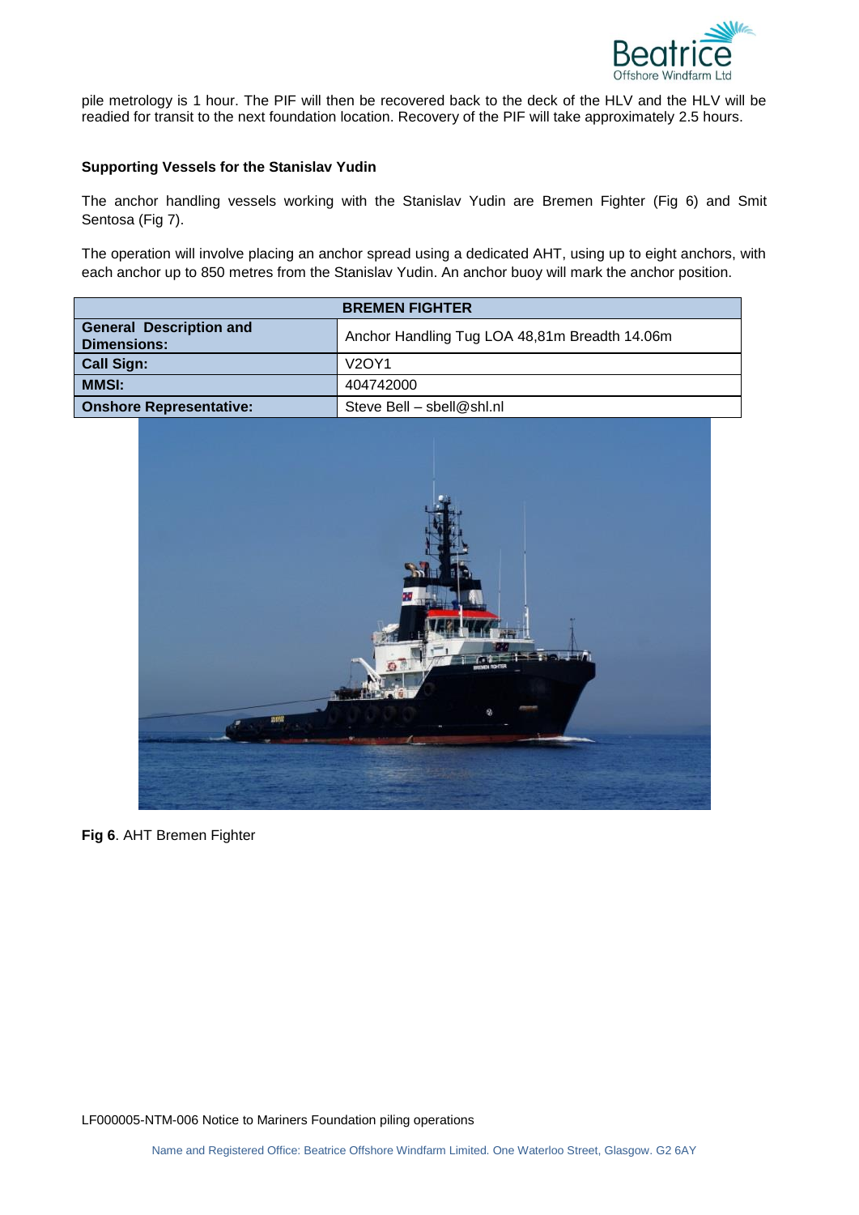pile metrology is 1 hour. The PIF will then be recovered back to the deck of the HLV and the HLV will be readied for transit to the next foundation location. Recovery of the PIF will take approximately 2.5 hours.

**Supporting Vessels for the Stanislav Yudin**

The anchor handling vessels working with the Stanislav Yudin are Bremen Fighter (Fig 6) and Smit Sentosa (Fig 7).

The operation will involve placing an anchor spread using a dedicated AHT, using up to eight anchors, with each anchor up to 850 metres from the Stanislav Yudin. An anchor buoy will mark the anchor position.

| BREMEN FIGHTER | |
|---|---|
| **General Description and Dimensions:** | Anchor Handling Tug LOA 48,81m Breadth 14.06m |
| **Call Sign:** | V2OY1 |
| **MMSI:** | 404742000 |
| **Onshore Representative:** | Steve Bell – sbell@shl.nl |

**Fig 6**. AHT Bremen Fighter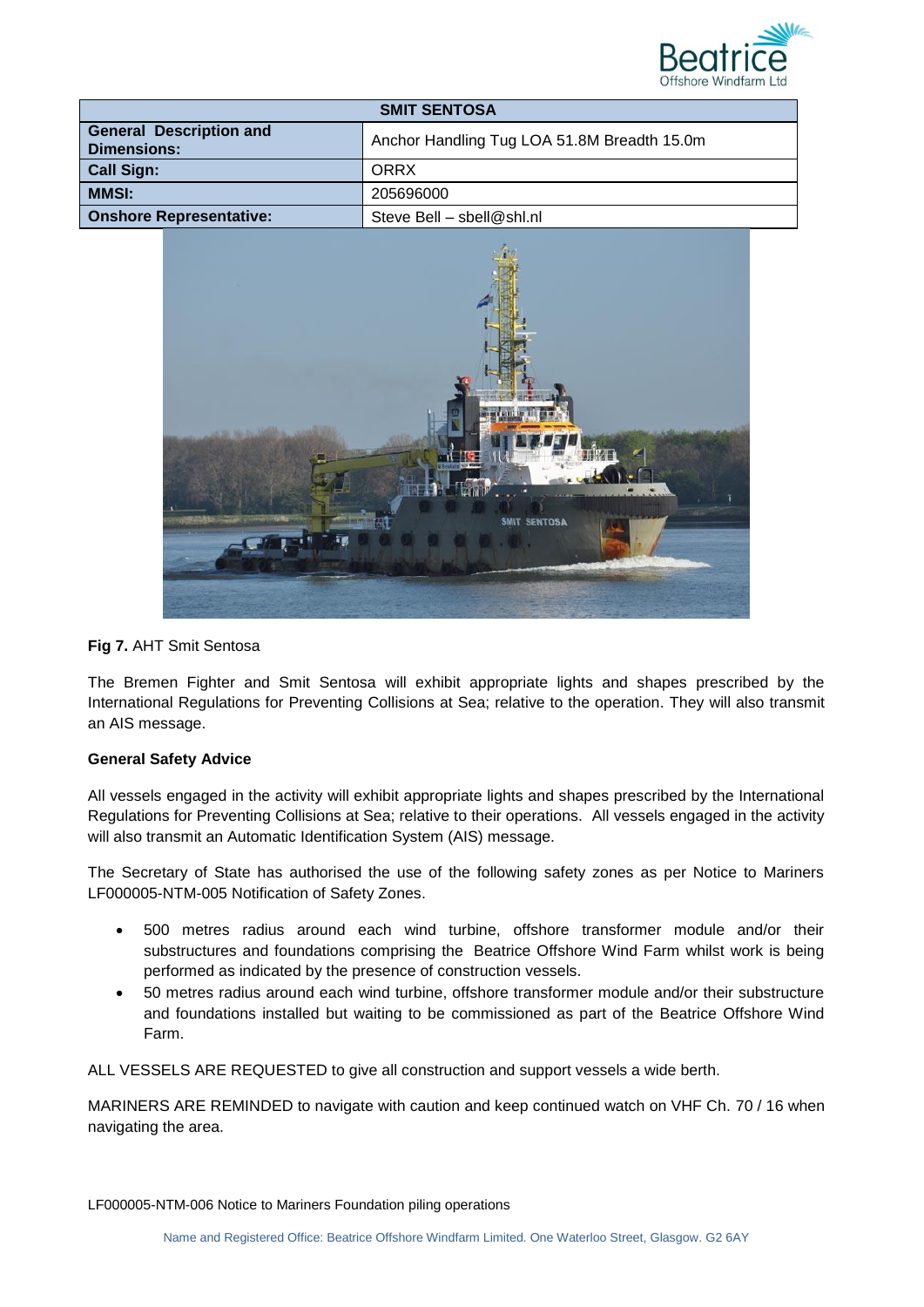| SMIT SENTOSA | |
|---|---|
| **General Description and Dimensions:** | Anchor Handling Tug LOA 51.8M Breadth 15.0m |
| **Call Sign:** | ORRX |
| **MMSI:** | 205696000 |
| **Onshore Representative:** | Steve Bell – sbell@shl.nl |

**Fig 7.** AHT Smit Sentosa

The Bremen Fighter and Smit Sentosa will exhibit appropriate lights and shapes prescribed by the International Regulations for Preventing Collisions at Sea; relative to the operation. They will also transmit an AIS message.

**General Safety Advice**

All vessels engaged in the activity will exhibit appropriate lights and shapes prescribed by the International Regulations for Preventing Collisions at Sea; relative to their operations. All vessels engaged in the activity will also transmit an Automatic Identification System (AIS) message.

The Secretary of State has authorised the use of the following safety zones as per Notice to Mariners LF000005-NTM-005 Notification of Safety Zones.

- 500 metres radius around each wind turbine, offshore transformer module and/or their substructures and foundations comprising the Beatrice Offshore Wind Farm whilst work is being performed as indicated by the presence of construction vessels.
- 50 metres radius around each wind turbine, offshore transformer module and/or their substructure and foundations installed but waiting to be commissioned as part of the Beatrice Offshore Wind Farm.

ALL VESSELS ARE REQUESTED to give all construction and support vessels a wide berth.

MARINERS ARE REMINDED to navigate with caution and keep continued watch on VHF Ch. 70 / 16 when navigating the area.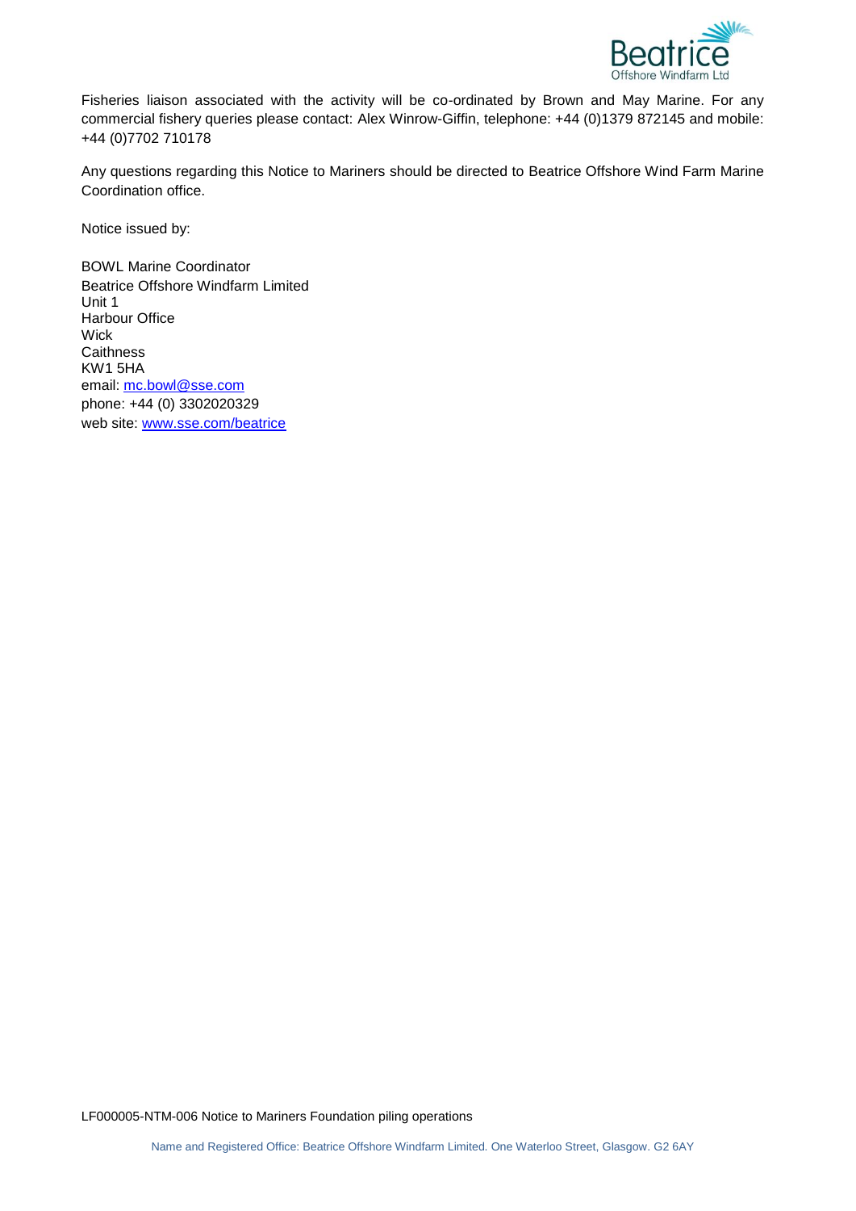Fisheries liaison associated with the activity will be co-ordinated by Brown and May Marine. For any commercial fishery queries please contact: Alex Winrow-Giffin, telephone: +44 (0)1379 872145 and mobile: +44 (0)7702 710178

Any questions regarding this Notice to Mariners should be directed to Beatrice Offshore Wind Farm Marine Coordination office.

Notice issued by:

BOWL Marine Coordinator
Beatrice Offshore Windfarm Limited
Unit 1
Harbour Office
Wick
Caithness
KW1 5HA
email: mc.bowl@sse.com
phone: +44 (0) 3302020329
web site: www.sse.com/beatrice